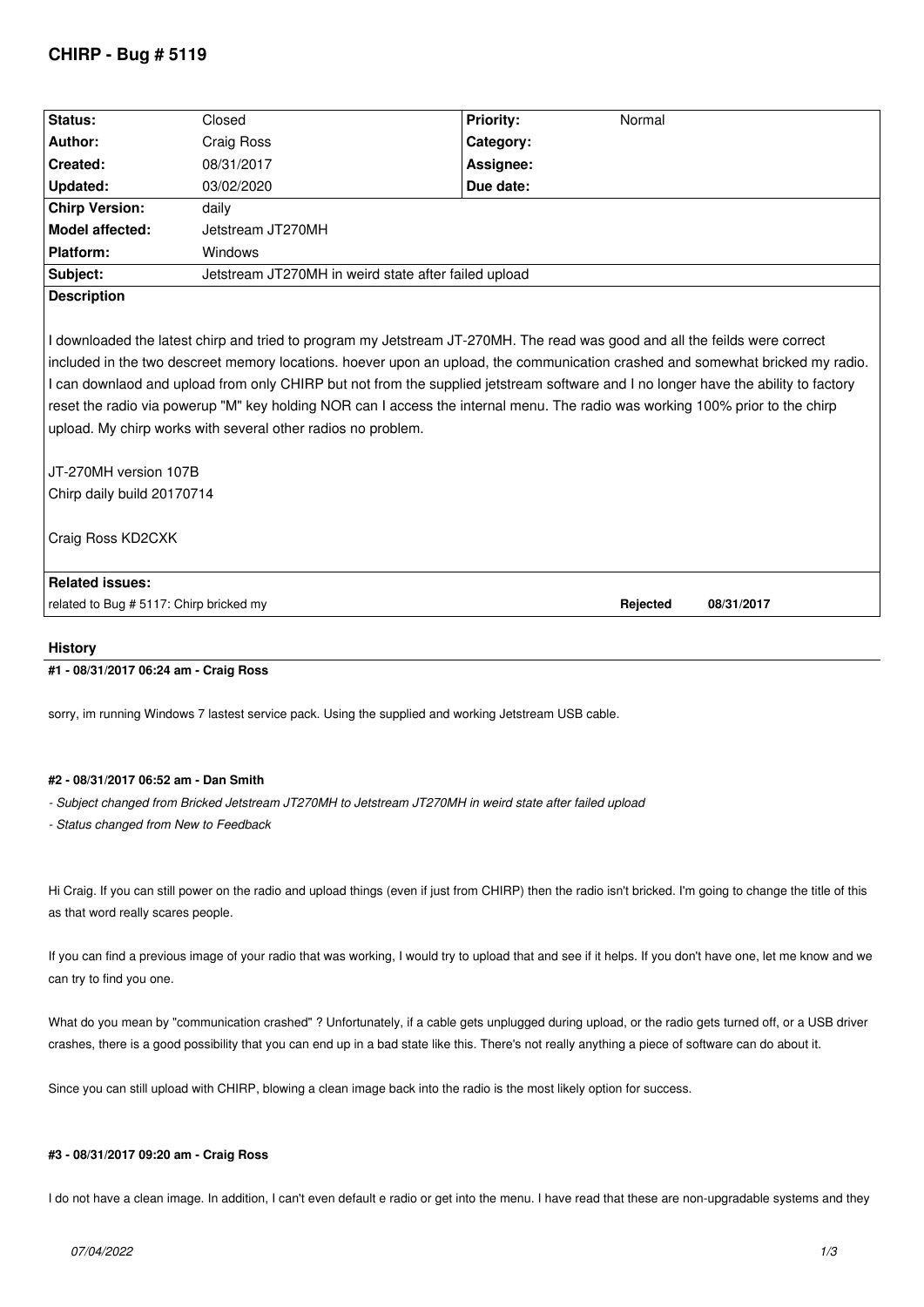# CHIRP - Bug # 5119

| Status: | Closed | Priority: | Normal |
|---|---|---|---|
| Author: | Craig Ross | Category: | |
| Created: | 08/31/2017 | Assignee: | |
| Updated: | 03/02/2020 | Due date: | |
| Chirp Version: | daily | | |
| Model affected: | Jetstream JT270MH | | |
| Platform: | Windows | | |
| Subject: | Jetstream JT270MH in weird state after failed upload | | |

**Description**

I downloaded the latest chirp and tried to program my Jetstream JT-270MH. The read was good and all the feilds were correct included in the two descreet memory locations. hoever upon an upload, the communication crashed and somewhat bricked my radio. I can downlaod and upload from only CHIRP but not from the supplied jetstream software and I no longer have the ability to factory reset the radio via powerup "M" key holding NOR can I access the internal menu. The radio was working 100% prior to the chirp upload. My chirp works with several other radios no problem.

JT-270MH version 107B
Chirp daily build 20170714

Craig Ross KD2CXK

**Related issues:**

| | | |
|---|---|---|
| related to Bug # 5117: Chirp bricked my | Rejected | 08/31/2017 |

## History

### #1 - 08/31/2017 06:24 am - Craig Ross

sorry, im running Windows 7 lastest service pack. Using the supplied and working Jetstream USB cable.

### #2 - 08/31/2017 06:52 am - Dan Smith

- *Subject changed from Bricked Jetstream JT270MH to Jetstream JT270MH in weird state after failed upload*
- *Status changed from New to Feedback*

Hi Craig. If you can still power on the radio and upload things (even if just from CHIRP) then the radio isn't bricked. I'm going to change the title of this as that word really scares people.

If you can find a previous image of your radio that was working, I would try to upload that and see if it helps. If you don't have one, let me know and we can try to find you one.

What do you mean by "communication crashed" ? Unfortunately, if a cable gets unplugged during upload, or the radio gets turned off, or a USB driver crashes, there is a good possibility that you can end up in a bad state like this. There's not really anything a piece of software can do about it.

Since you can still upload with CHIRP, blowing a clean image back into the radio is the most likely option for success.

### #3 - 08/31/2017 09:20 am - Craig Ross

I do not have a clean image. In addition, I can't even default e radio or get into the menu. I have read that these are non-upgradable systems and they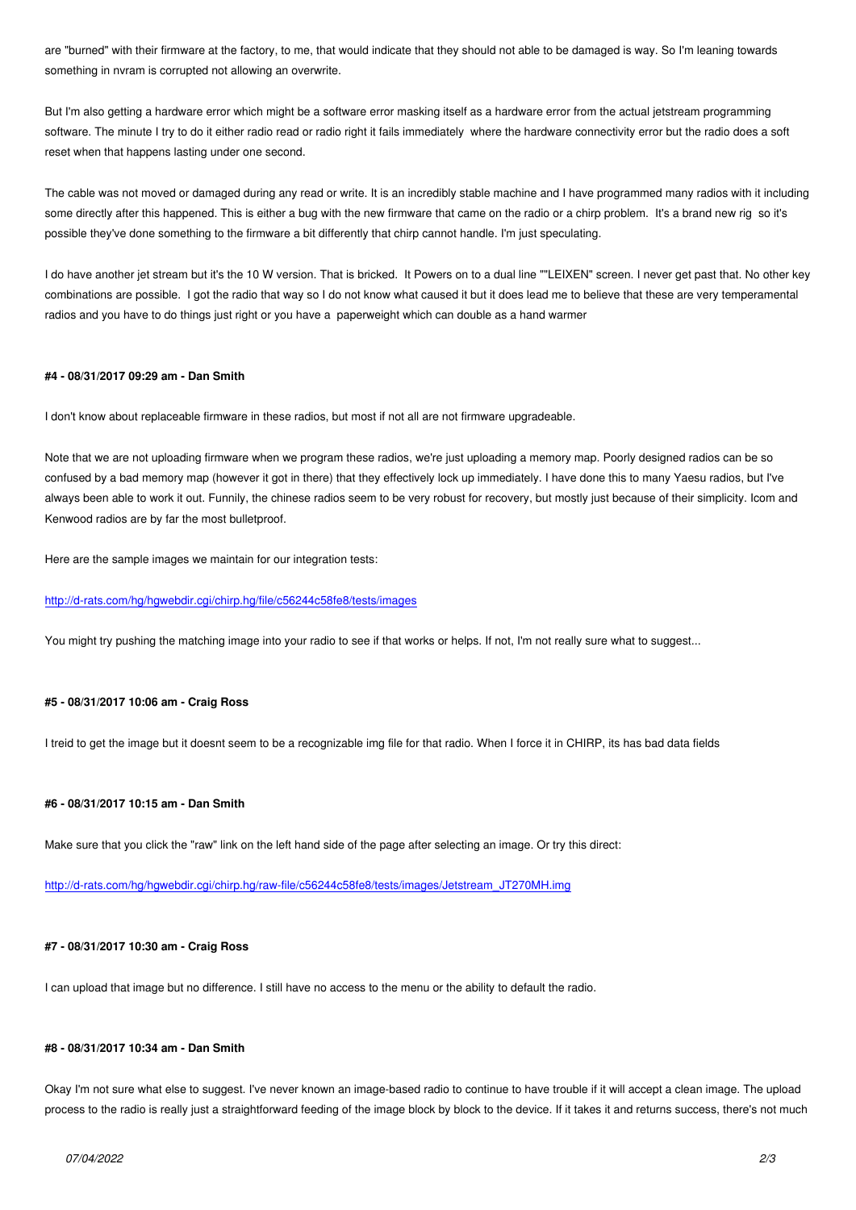are "burned" with their firmware at the factory, to me, that would indicate that they should not able to be damaged is way. So I'm leaning towards something in nvram is corrupted not allowing an overwrite.

But I'm also getting a hardware error which might be a software error masking itself as a hardware error from the actual jetstream programming software. The minute I try to do it either radio read or radio right it fails immediately where the hardware connectivity error but the radio does a soft reset when that happens lasting under one second.

The cable was not moved or damaged during any read or write. It is an incredibly stable machine and I have programmed many radios with it including some directly after this happened. This is either a bug with the new firmware that came on the radio or a chirp problem. It's a brand new rig so it's possible they've done something to the firmware a bit differently that chirp cannot handle. I'm just speculating.

I do have another jet stream but it's the 10 W version. That is bricked. It Powers on to a dual line ""LEIXEN" screen. I never get past that. No other key combinations are possible. I got the radio that way so I do not know what caused it but it does lead me to believe that these are very temperamental radios and you have to do things just right or you have a paperweight which can double as a hand warmer

#### #4 - 08/31/2017 09:29 am - Dan Smith

I don't know about replaceable firmware in these radios, but most if not all are not firmware upgradeable.

Note that we are not uploading firmware when we program these radios, we're just uploading a memory map. Poorly designed radios can be so confused by a bad memory map (however it got in there) that they effectively lock up immediately. I have done this to many Yaesu radios, but I've always been able to work it out. Funnily, the chinese radios seem to be very robust for recovery, but mostly just because of their simplicity. Icom and Kenwood radios are by far the most bulletproof.

Here are the sample images we maintain for our integration tests:

http://d-rats.com/hg/hgwebdir.cgi/chirp.hg/file/c56244c58fe8/tests/images

You might try pushing the matching image into your radio to see if that works or helps. If not, I'm not really sure what to suggest...

#### #5 - 08/31/2017 10:06 am - Craig Ross

I treid to get the image but it doesnt seem to be a recognizable img file for that radio. When I force it in CHIRP, its has bad data fields

#### #6 - 08/31/2017 10:15 am - Dan Smith

Make sure that you click the "raw" link on the left hand side of the page after selecting an image. Or try this direct:

http://d-rats.com/hg/hgwebdir.cgi/chirp.hg/raw-file/c56244c58fe8/tests/images/Jetstream_JT270MH.img

#### #7 - 08/31/2017 10:30 am - Craig Ross

I can upload that image but no difference. I still have no access to the menu or the ability to default the radio.

#### #8 - 08/31/2017 10:34 am - Dan Smith

Okay I'm not sure what else to suggest. I've never known an image-based radio to continue to have trouble if it will accept a clean image. The upload process to the radio is really just a straightforward feeding of the image block by block to the device. If it takes it and returns success, there's not much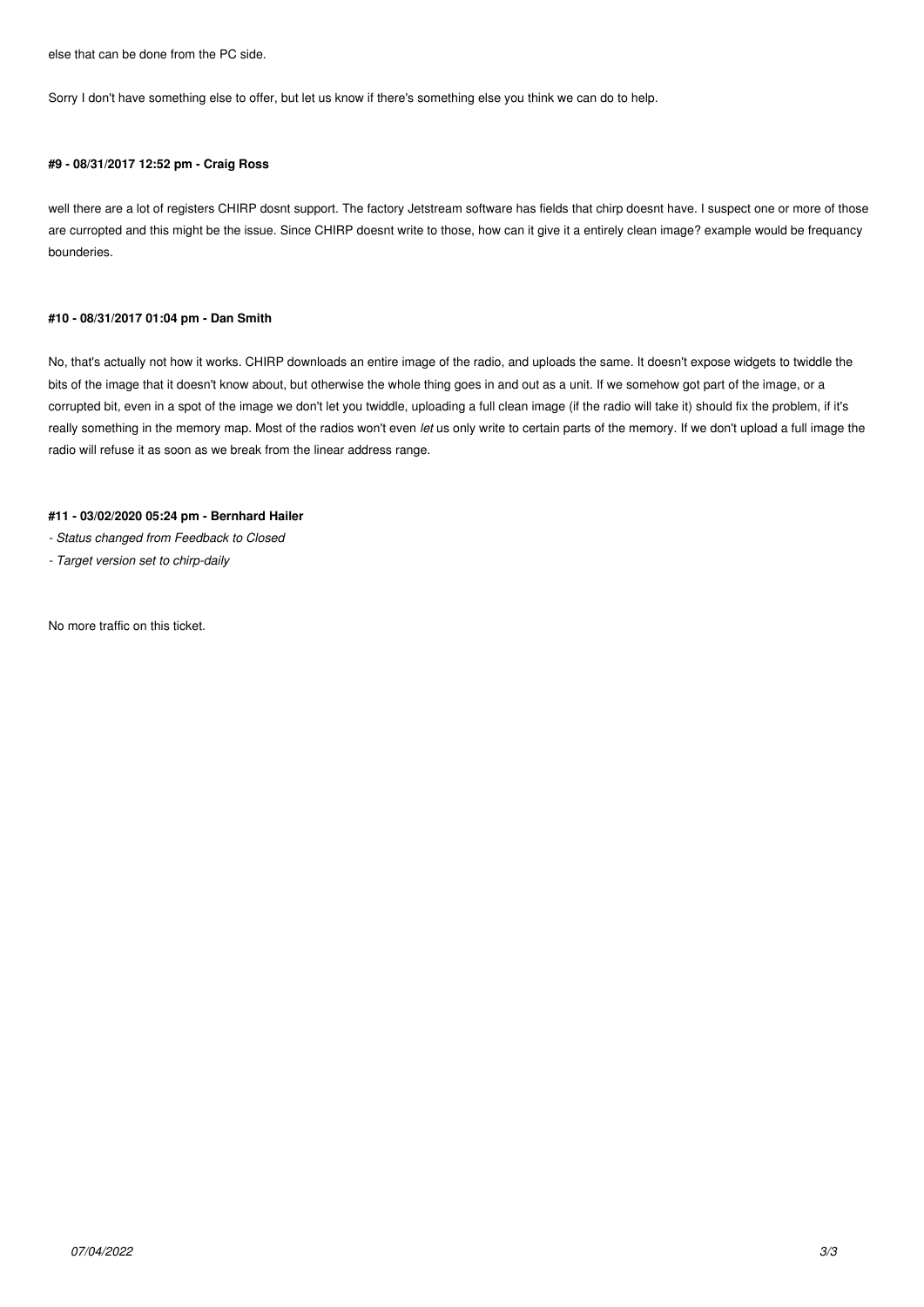else that can be done from the PC side.

Sorry I don't have something else to offer, but let us know if there's something else you think we can do to help.

#### #9 - 08/31/2017 12:52 pm - Craig Ross

well there are a lot of registers CHIRP dosnt support. The factory Jetstream software has fields that chirp doesnt have. I suspect one or more of those are curropted and this might be the issue. Since CHIRP doesnt write to those, how can it give it a entirely clean image? example would be frequancy bounderies.

#### #10 - 08/31/2017 01:04 pm - Dan Smith

No, that's actually not how it works. CHIRP downloads an entire image of the radio, and uploads the same. It doesn't expose widgets to twiddle the bits of the image that it doesn't know about, but otherwise the whole thing goes in and out as a unit. If we somehow got part of the image, or a corrupted bit, even in a spot of the image we don't let you twiddle, uploading a full clean image (if the radio will take it) should fix the problem, if it's really something in the memory map. Most of the radios won't even *let* us only write to certain parts of the memory. If we don't upload a full image the radio will refuse it as soon as we break from the linear address range.

#### #11 - 03/02/2020 05:24 pm - Bernhard Hailer

- *Status changed from Feedback to Closed*
- *Target version set to chirp-daily*

No more traffic on this ticket.